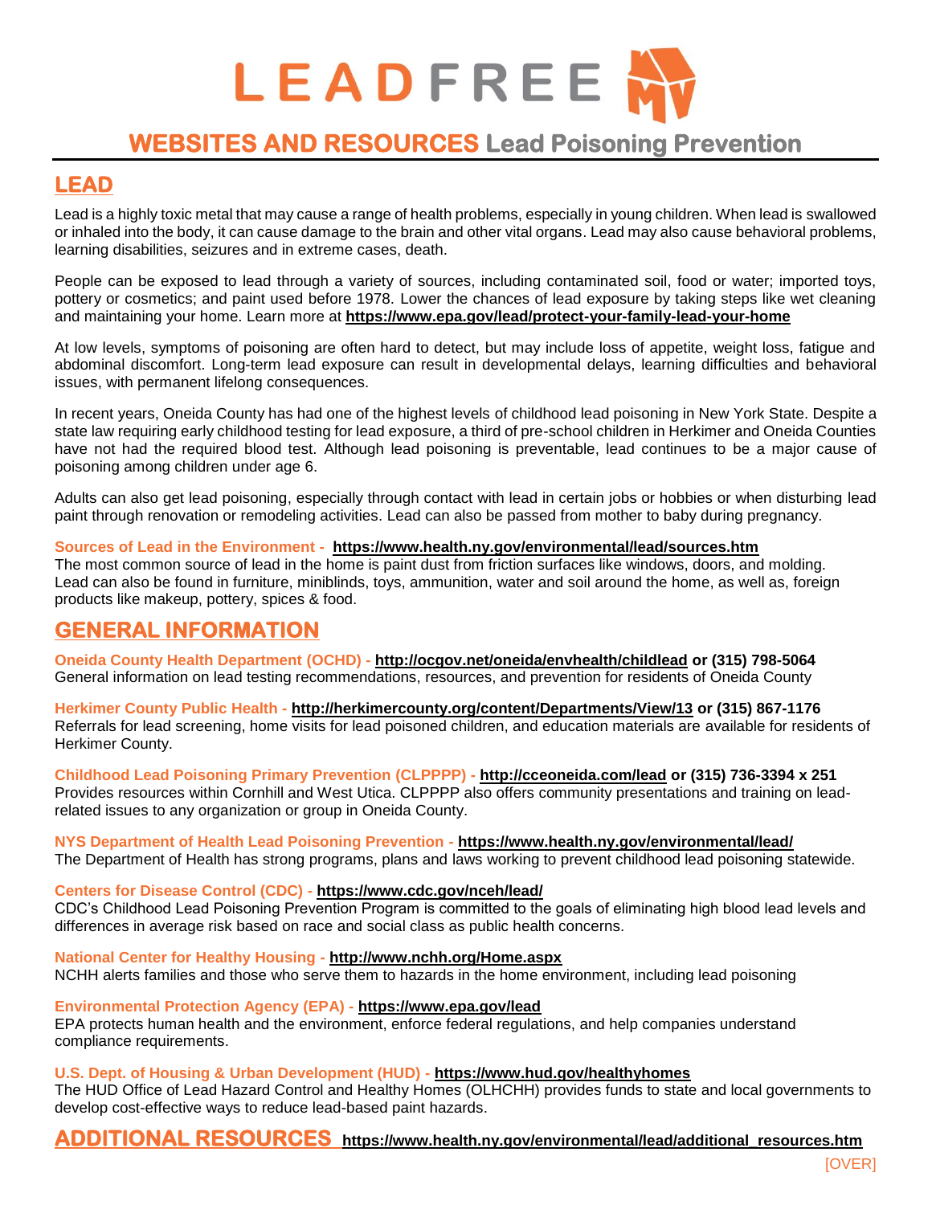# LEADFREE MV

## WEBSITES AND RESOURCES Lead Poisoning Prevention

## LEAD

Lead is a highly toxic metal that may cause a range of health problems, especially in young children. When lead is swallowed or inhaled into the body, it can cause damage to the brain and other vital organs. Lead may also cause behavioral problems, learning disabilities, seizures and in extreme cases, death.

People can be exposed to lead through a variety of sources, including contaminated soil, food or water; imported toys, pottery or cosmetics; and paint used before 1978. Lower the chances of lead exposure by taking steps like wet cleaning and maintaining your home. Learn more at **https://www.epa.gov/lead/protect-your-family-lead-your-home**

At low levels, symptoms of poisoning are often hard to detect, but may include loss of appetite, weight loss, fatigue and abdominal discomfort. Long-term lead exposure can result in developmental delays, learning difficulties and behavioral issues, with permanent lifelong consequences.

In recent years, Oneida County has had one of the highest levels of childhood lead poisoning in New York State. Despite a state law requiring early childhood testing for lead exposure, a third of pre-school children in Herkimer and Oneida Counties have not had the required blood test. Although lead poisoning is preventable, lead continues to be a major cause of poisoning among children under age 6.

Adults can also get lead poisoning, especially through contact with lead in certain jobs or hobbies or when disturbing lead paint through renovation or remodeling activities. Lead can also be passed from mother to baby during pregnancy.

**Sources of Lead in the Environment - https://www.health.ny.gov/environmental/lead/sources.htm**
The most common source of lead in the home is paint dust from friction surfaces like windows, doors, and molding. Lead can also be found in furniture, miniblinds, toys, ammunition, water and soil around the home, as well as, foreign products like makeup, pottery, spices & food.

## GENERAL INFORMATION

**Oneida County Health Department (OCHD) - http://ocgov.net/oneida/envhealth/childlead or (315) 798-5064**
General information on lead testing recommendations, resources, and prevention for residents of Oneida County

**Herkimer County Public Health - http://herkimercounty.org/content/Departments/View/13 or (315) 867-1176**
Referrals for lead screening, home visits for lead poisoned children, and education materials are available for residents of Herkimer County.

**Childhood Lead Poisoning Primary Prevention (CLPPPP) - http://cceoneida.com/lead or (315) 736-3394 x 251**
Provides resources within Cornhill and West Utica. CLPPPP also offers community presentations and training on lead-related issues to any organization or group in Oneida County.

**NYS Department of Health Lead Poisoning Prevention - https://www.health.ny.gov/environmental/lead/**
The Department of Health has strong programs, plans and laws working to prevent childhood lead poisoning statewide.

**Centers for Disease Control (CDC) - https://www.cdc.gov/nceh/lead/**
CDC's Childhood Lead Poisoning Prevention Program is committed to the goals of eliminating high blood lead levels and differences in average risk based on race and social class as public health concerns.

**National Center for Healthy Housing - http://www.nchh.org/Home.aspx**
NCHH alerts families and those who serve them to hazards in the home environment, including lead poisoning

**Environmental Protection Agency (EPA) - https://www.epa.gov/lead**
EPA protects human health and the environment, enforce federal regulations, and help companies understand compliance requirements.

**U.S. Dept. of Housing & Urban Development (HUD) - https://www.hud.gov/healthyhomes**
The HUD Office of Lead Hazard Control and Healthy Homes (OLHCHH) provides funds to state and local governments to develop cost-effective ways to reduce lead-based paint hazards.

## ADDITIONAL RESOURCES **https://www.health.ny.gov/environmental/lead/additional_resources.htm**

[OVER]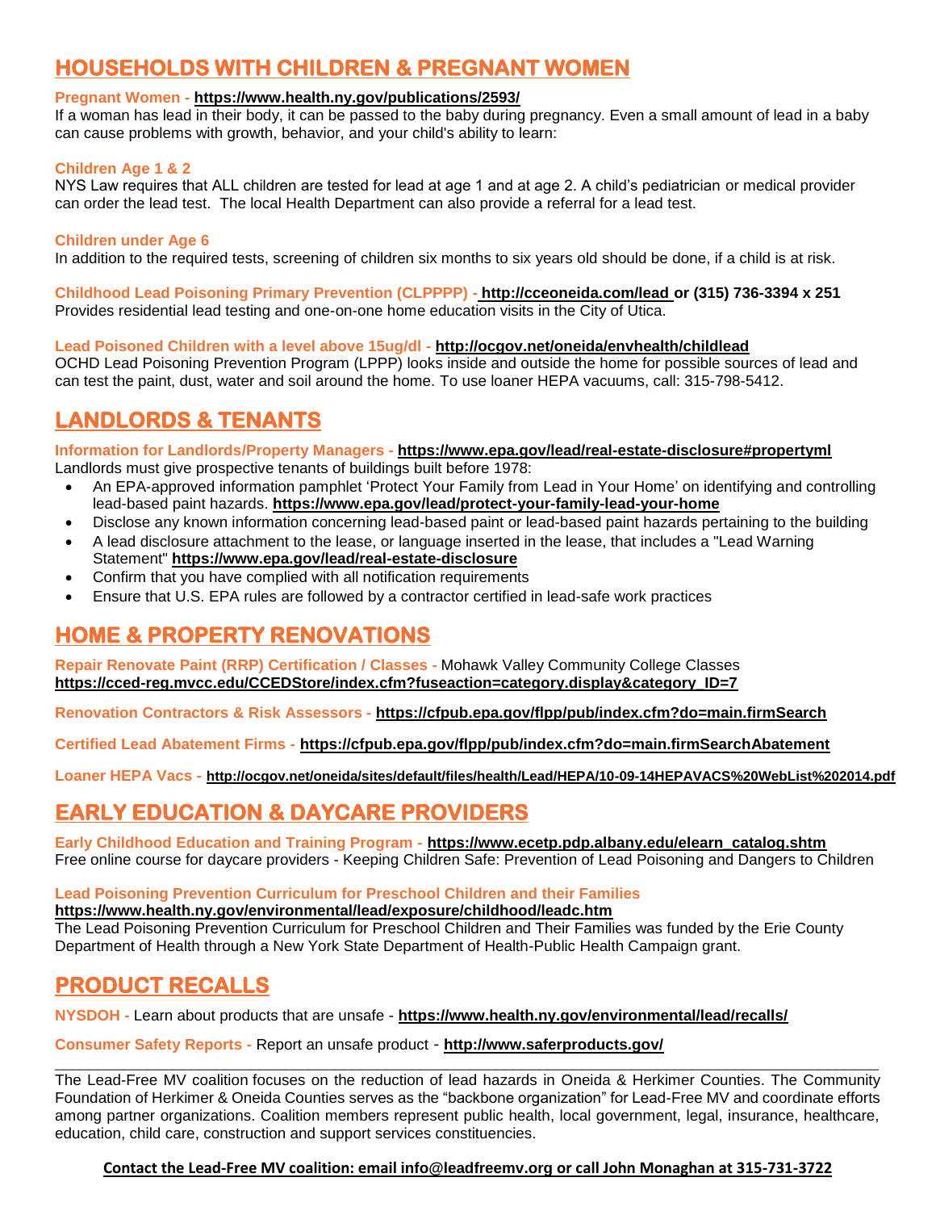## HOUSEHOLDS WITH CHILDREN & PREGNANT WOMEN

**Pregnant Women - https://www.health.ny.gov/publications/2593/**
If a woman has lead in their body, it can be passed to the baby during pregnancy. Even a small amount of lead in a baby can cause problems with growth, behavior, and your child's ability to learn:

**Children Age 1 & 2**
NYS Law requires that ALL children are tested for lead at age 1 and at age 2. A child's pediatrician or medical provider can order the lead test. The local Health Department can also provide a referral for a lead test.

**Children under Age 6**
In addition to the required tests, screening of children six months to six years old should be done, if a child is at risk.

**Childhood Lead Poisoning Primary Prevention (CLPPPP) - http://cceoneida.com/lead or (315) 736-3394 x 251**
Provides residential lead testing and one-on-one home education visits in the City of Utica.

**Lead Poisoned Children with a level above 15ug/dl - http://ocgov.net/oneida/envhealth/childlead**
OCHD Lead Poisoning Prevention Program (LPPP) looks inside and outside the home for possible sources of lead and can test the paint, dust, water and soil around the home. To use loaner HEPA vacuums, call: 315-798-5412.

## LANDLORDS & TENANTS

**Information for Landlords/Property Managers - https://www.epa.gov/lead/real-estate-disclosure#propertyml**
Landlords must give prospective tenants of buildings built before 1978:

- An EPA-approved information pamphlet 'Protect Your Family from Lead in Your Home' on identifying and controlling lead-based paint hazards. **https://www.epa.gov/lead/protect-your-family-lead-your-home**
- Disclose any known information concerning lead-based paint or lead-based paint hazards pertaining to the building
- A lead disclosure attachment to the lease, or language inserted in the lease, that includes a "Lead Warning Statement" **https://www.epa.gov/lead/real-estate-disclosure**
- Confirm that you have complied with all notification requirements
- Ensure that U.S. EPA rules are followed by a contractor certified in lead-safe work practices

## HOME & PROPERTY RENOVATIONS

**Repair Renovate Paint (RRP) Certification / Classes -** Mohawk Valley Community College Classes
**https://cced-reg.mvcc.edu/CCEDStore/index.cfm?fuseaction=category.display&category_ID=7**

**Renovation Contractors & Risk Assessors - https://cfpub.epa.gov/flpp/pub/index.cfm?do=main.firmSearch**

**Certified Lead Abatement Firms - https://cfpub.epa.gov/flpp/pub/index.cfm?do=main.firmSearchAbatement**

**Loaner HEPA Vacs - http://ocgov.net/oneida/sites/default/files/health/Lead/HEPA/10-09-14HEPAVACS%20WebList%202014.pdf**

## EARLY EDUCATION & DAYCARE PROVIDERS

**Early Childhood Education and Training Program - https://www.ecetp.pdp.albany.edu/elearn_catalog.shtm**
Free online course for daycare providers - Keeping Children Safe: Prevention of Lead Poisoning and Dangers to Children

**Lead Poisoning Prevention Curriculum for Preschool Children and their Families**
**https://www.health.ny.gov/environmental/lead/exposure/childhood/leadc.htm**
The Lead Poisoning Prevention Curriculum for Preschool Children and Their Families was funded by the Erie County Department of Health through a New York State Department of Health-Public Health Campaign grant.

## PRODUCT RECALLS

**NYSDOH -** Learn about products that are unsafe - **https://www.health.ny.gov/environmental/lead/recalls/**

**Consumer Safety Reports -** Report an unsafe product - **http://www.saferproducts.gov/**

---

The Lead-Free MV coalition focuses on the reduction of lead hazards in Oneida & Herkimer Counties. The Community Foundation of Herkimer & Oneida Counties serves as the "backbone organization" for Lead-Free MV and coordinate efforts among partner organizations. Coalition members represent public health, local government, legal, insurance, healthcare, education, child care, construction and support services constituencies.

**Contact the Lead-Free MV coalition: email info@leadfreemv.org or call John Monaghan at 315-731-3722**